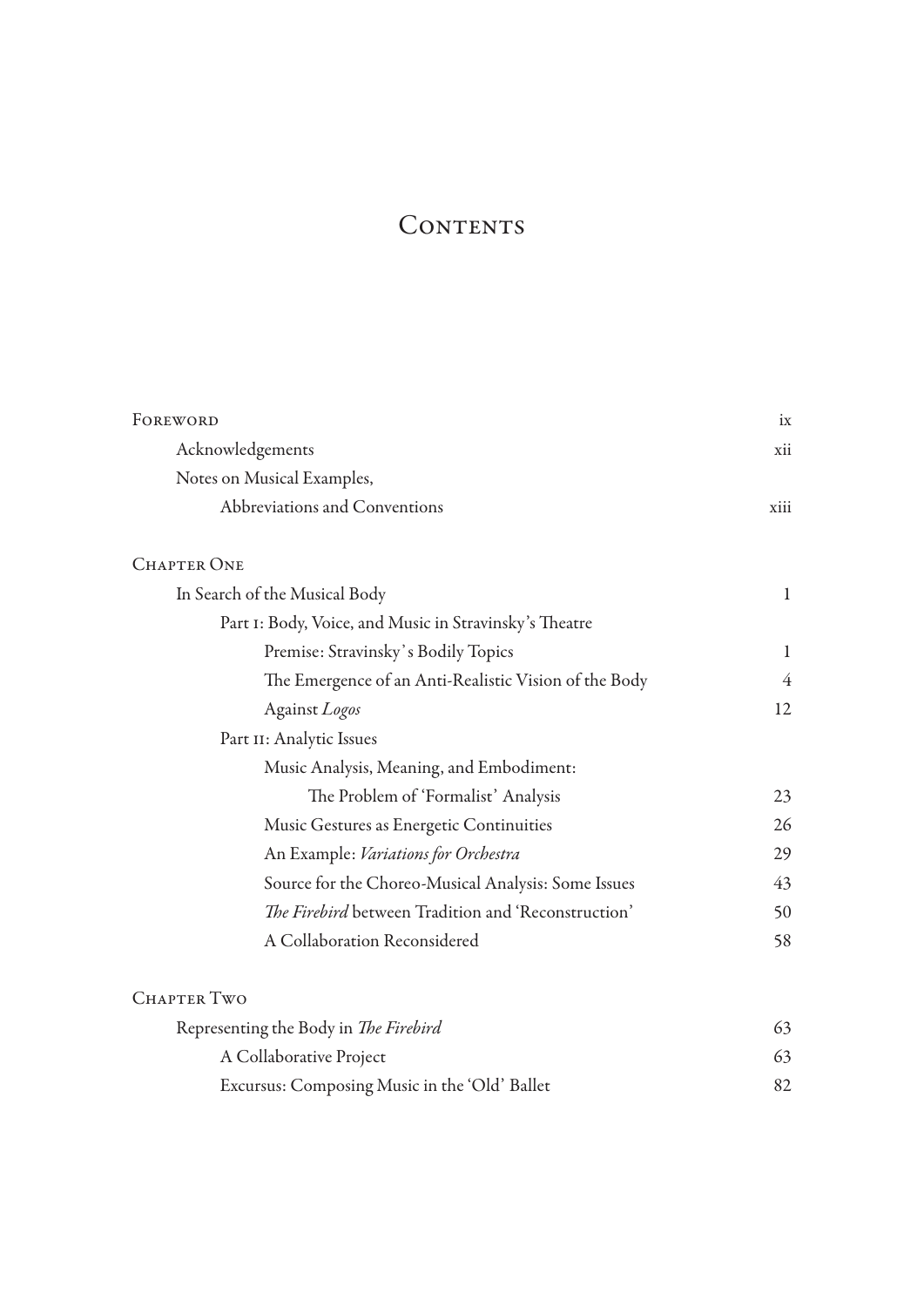# Contents

| | |
|---|---|
| Foreword | ix |
| Acknowledgements | xii |
| Notes on Musical Examples, Abbreviations and Conventions | xiii |
| **Chapter One** | |
| In Search of the Musical Body | 1 |
| Part I: Body, Voice, and Music in Stravinsky's Theatre | |
| Premise: Stravinsky's Bodily Topics | 1 |
| The Emergence of an Anti-Realistic Vision of the Body | 4 |
| Against *Logos* | 12 |
| Part II: Analytic Issues | |
| Music Analysis, Meaning, and Embodiment: The Problem of 'Formalist' Analysis | 23 |
| Music Gestures as Energetic Continuities | 26 |
| An Example: *Variations for Orchestra* | 29 |
| Source for the Choreo-Musical Analysis: Some Issues | 43 |
| *The Firebird* between Tradition and 'Reconstruction' | 50 |
| A Collaboration Reconsidered | 58 |
| **Chapter Two** | |
| Representing the Body in *The Firebird* | 63 |
| A Collaborative Project | 63 |
| Excursus: Composing Music in the 'Old' Ballet | 82 |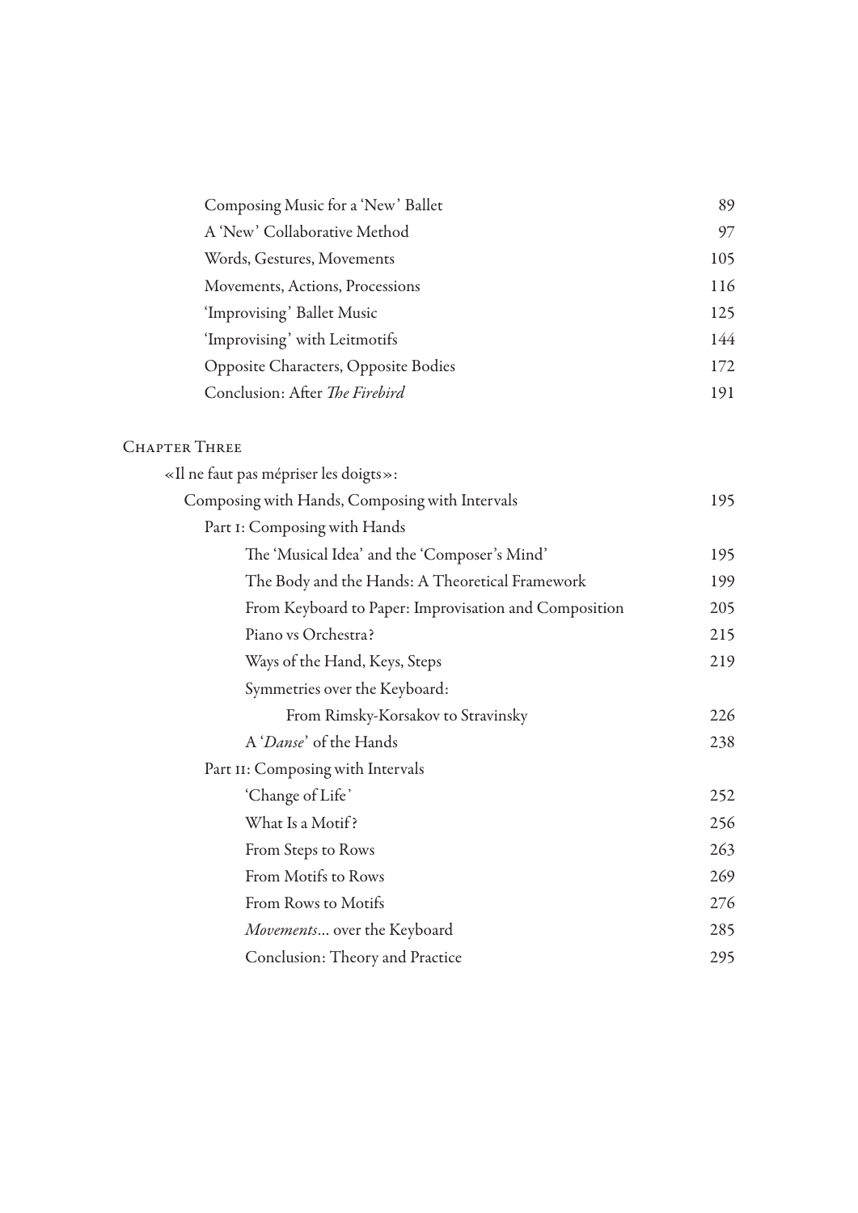| | |
|---|---|
| Composing Music for a 'New' Ballet | 89 |
| A 'New' Collaborative Method | 97 |
| Words, Gestures, Movements | 105 |
| Movements, Actions, Processions | 116 |
| 'Improvising' Ballet Music | 125 |
| 'Improvising' with Leitmotifs | 144 |
| Opposite Characters, Opposite Bodies | 172 |
| Conclusion: After *The Firebird* | 191 |

Chapter Three

| | |
|---|---|
| «Il ne faut pas mépriser les doigts»: | |
| Composing with Hands, Composing with Intervals | 195 |
| Part I: Composing with Hands | |
| The 'Musical Idea' and the 'Composer's Mind' | 195 |
| The Body and the Hands: A Theoretical Framework | 199 |
| From Keyboard to Paper: Improvisation and Composition | 205 |
| Piano vs Orchestra? | 215 |
| Ways of the Hand, Keys, Steps | 219 |
| Symmetries over the Keyboard: | |
| From Rimsky-Korsakov to Stravinsky | 226 |
| A '*Danse*' of the Hands | 238 |
| Part II: Composing with Intervals | |
| 'Change of Life' | 252 |
| What Is a Motif? | 256 |
| From Steps to Rows | 263 |
| From Motifs to Rows | 269 |
| From Rows to Motifs | 276 |
| *Movements*… over the Keyboard | 285 |
| Conclusion: Theory and Practice | 295 |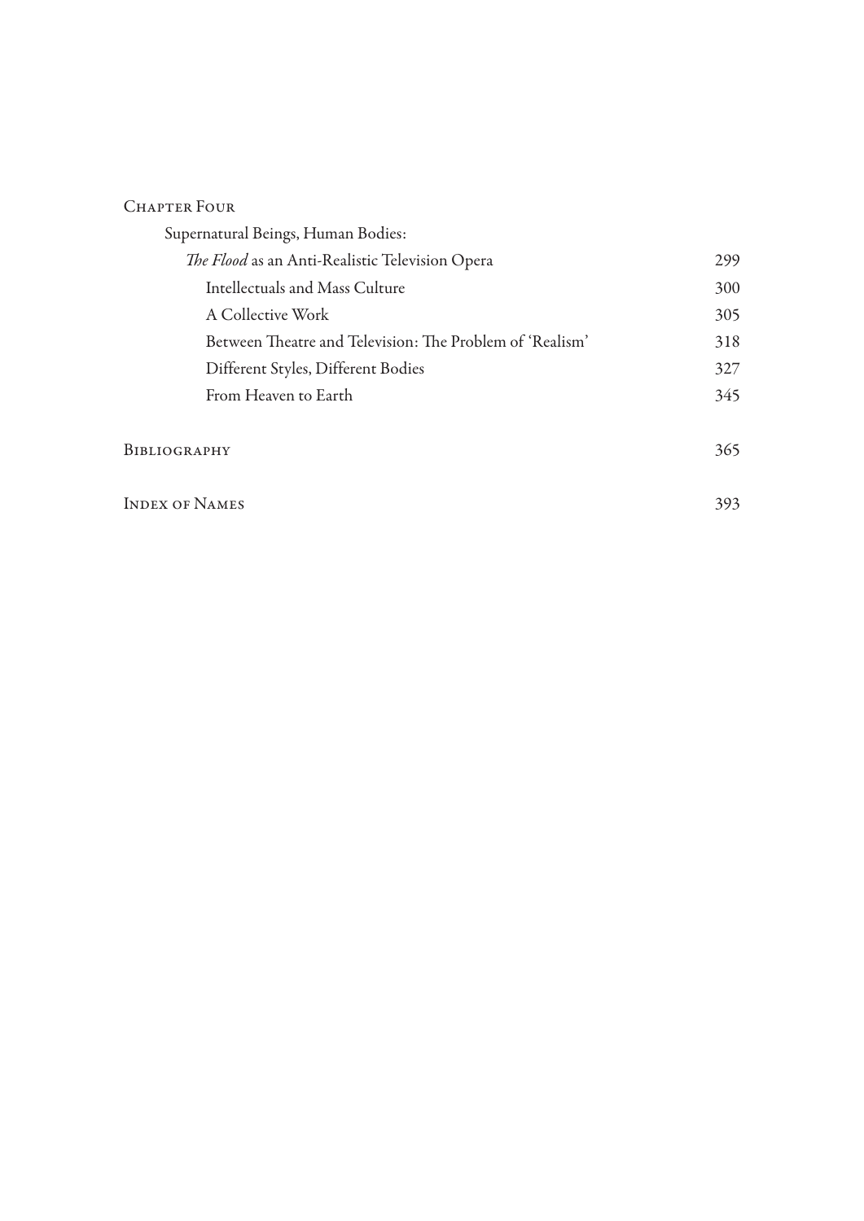Chapter Four

Supernatural Beings, Human Bodies:

| | |
|---|---|
| *The Flood* as an Anti-Realistic Television Opera | 299 |
| Intellectuals and Mass Culture | 300 |
| A Collective Work | 305 |
| Between Theatre and Television: The Problem of 'Realism' | 318 |
| Different Styles, Different Bodies | 327 |
| From Heaven to Earth | 345 |

| | |
|---|---|
| Bibliography | 365 |
| Index of Names | 393 |